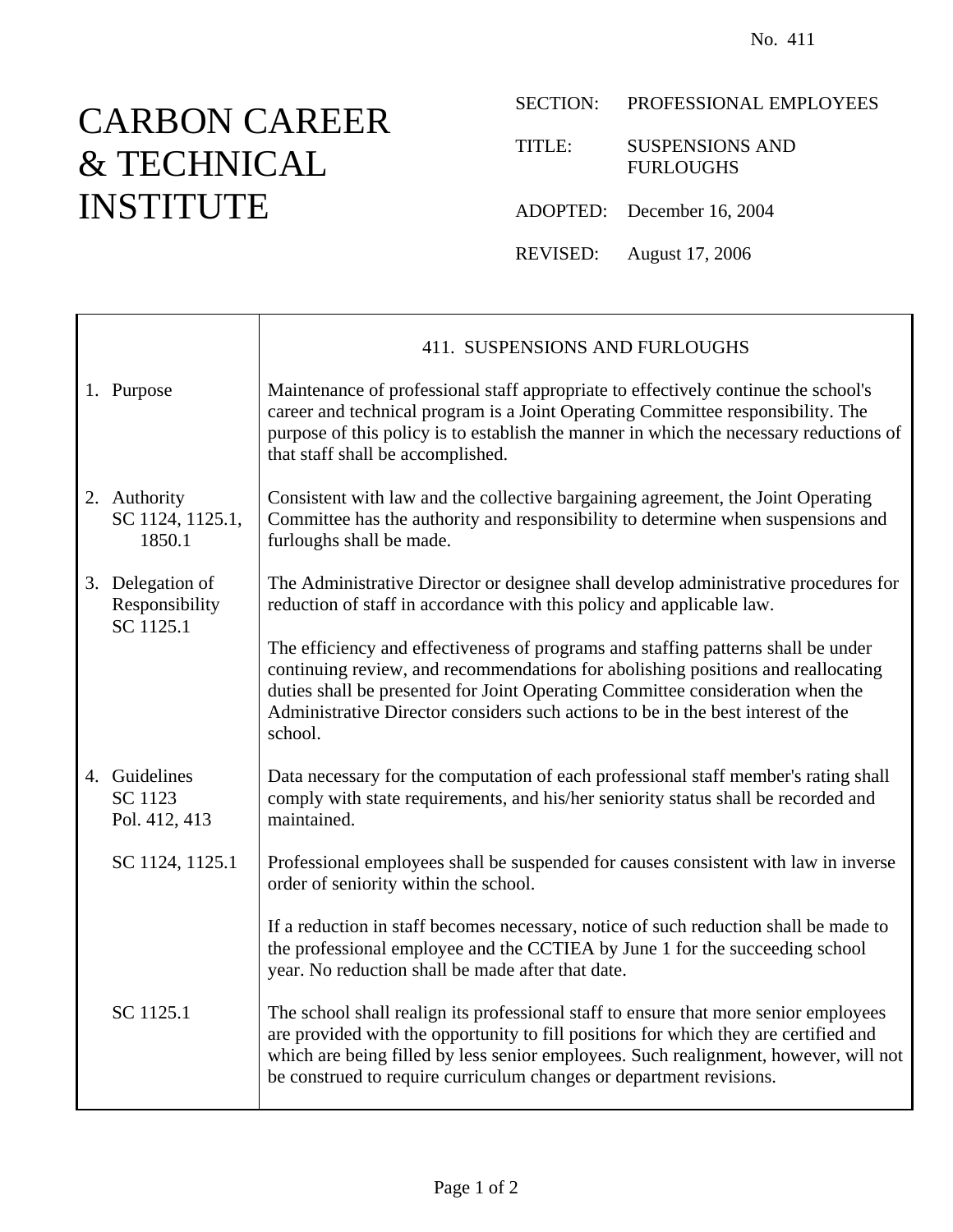No. 411

# CARBON CAREER & TECHNICAL INSTITUTE

SECTION: PROFESSIONAL EMPLOYEES

TITLE: SUSPENSIONS AND FURLOUGHS

ADOPTED: December 16, 2004

REVISED: August 17, 2006

## 411. SUSPENSIONS AND FURLOUGHS

**1. Purpose**

Maintenance of professional staff appropriate to effectively continue the school's career and technical program is a Joint Operating Committee responsibility. The purpose of this policy is to establish the manner in which the necessary reductions of that staff shall be accomplished.

**2. Authority**
SC 1124, 1125.1, 1850.1

Consistent with law and the collective bargaining agreement, the Joint Operating Committee has the authority and responsibility to determine when suspensions and furloughs shall be made.

**3. Delegation of Responsibility**
SC 1125.1

The Administrative Director or designee shall develop administrative procedures for reduction of staff in accordance with this policy and applicable law.

The efficiency and effectiveness of programs and staffing patterns shall be under continuing review, and recommendations for abolishing positions and reallocating duties shall be presented for Joint Operating Committee consideration when the Administrative Director considers such actions to be in the best interest of the school.

**4. Guidelines**
SC 1123
Pol. 412, 413

Data necessary for the computation of each professional staff member's rating shall comply with state requirements, and his/her seniority status shall be recorded and maintained.

SC 1124, 1125.1

Professional employees shall be suspended for causes consistent with law in inverse order of seniority within the school.

If a reduction in staff becomes necessary, notice of such reduction shall be made to the professional employee and the CCTIEA by June 1 for the succeeding school year. No reduction shall be made after that date.

SC 1125.1

The school shall realign its professional staff to ensure that more senior employees are provided with the opportunity to fill positions for which they are certified and which are being filled by less senior employees. Such realignment, however, will not be construed to require curriculum changes or department revisions.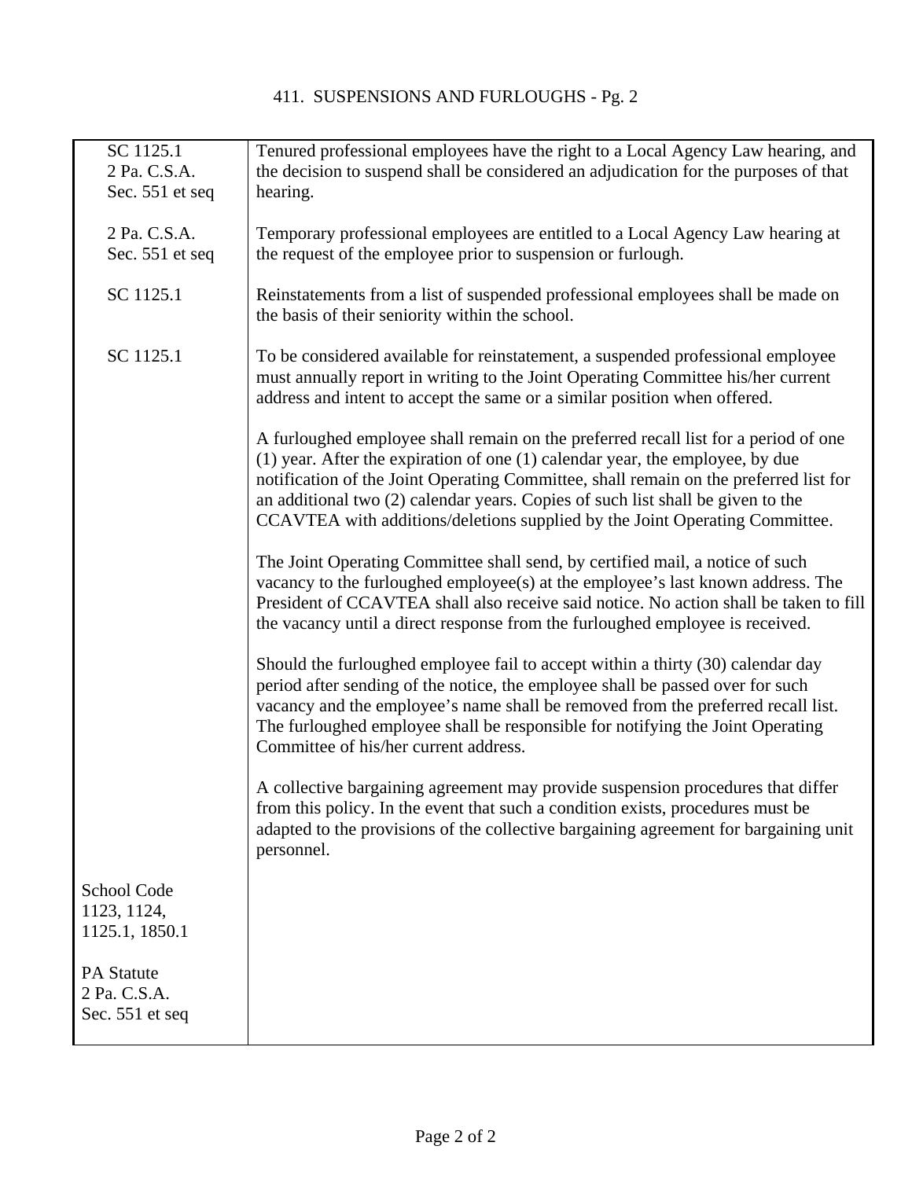| | |
|---|---|
| SC 1125.1<br>2 Pa. C.S.A.<br>Sec. 551 et seq | Tenured professional employees have the right to a Local Agency Law hearing, and the decision to suspend shall be considered an adjudication for the purposes of that hearing. |
| 2 Pa. C.S.A.<br>Sec. 551 et seq | Temporary professional employees are entitled to a Local Agency Law hearing at the request of the employee prior to suspension or furlough. |
| SC 1125.1 | Reinstatements from a list of suspended professional employees shall be made on the basis of their seniority within the school. |
| SC 1125.1 | To be considered available for reinstatement, a suspended professional employee must annually report in writing to the Joint Operating Committee his/her current address and intent to accept the same or a similar position when offered. |
| | A furloughed employee shall remain on the preferred recall list for a period of one (1) year. After the expiration of one (1) calendar year, the employee, by due notification of the Joint Operating Committee, shall remain on the preferred list for an additional two (2) calendar years. Copies of such list shall be given to the CCAVTEA with additions/deletions supplied by the Joint Operating Committee. |
| | The Joint Operating Committee shall send, by certified mail, a notice of such vacancy to the furloughed employee(s) at the employee's last known address. The President of CCAVTEA shall also receive said notice. No action shall be taken to fill the vacancy until a direct response from the furloughed employee is received. |
| | Should the furloughed employee fail to accept within a thirty (30) calendar day period after sending of the notice, the employee shall be passed over for such vacancy and the employee's name shall be removed from the preferred recall list. The furloughed employee shall be responsible for notifying the Joint Operating Committee of his/her current address. |
| | A collective bargaining agreement may provide suspension procedures that differ from this policy. In the event that such a condition exists, procedures must be adapted to the provisions of the collective bargaining agreement for bargaining unit personnel. |
| School Code<br>1123, 1124,<br>1125.1, 1850.1<br><br>PA Statute<br>2 Pa. C.S.A.<br>Sec. 551 et seq | |